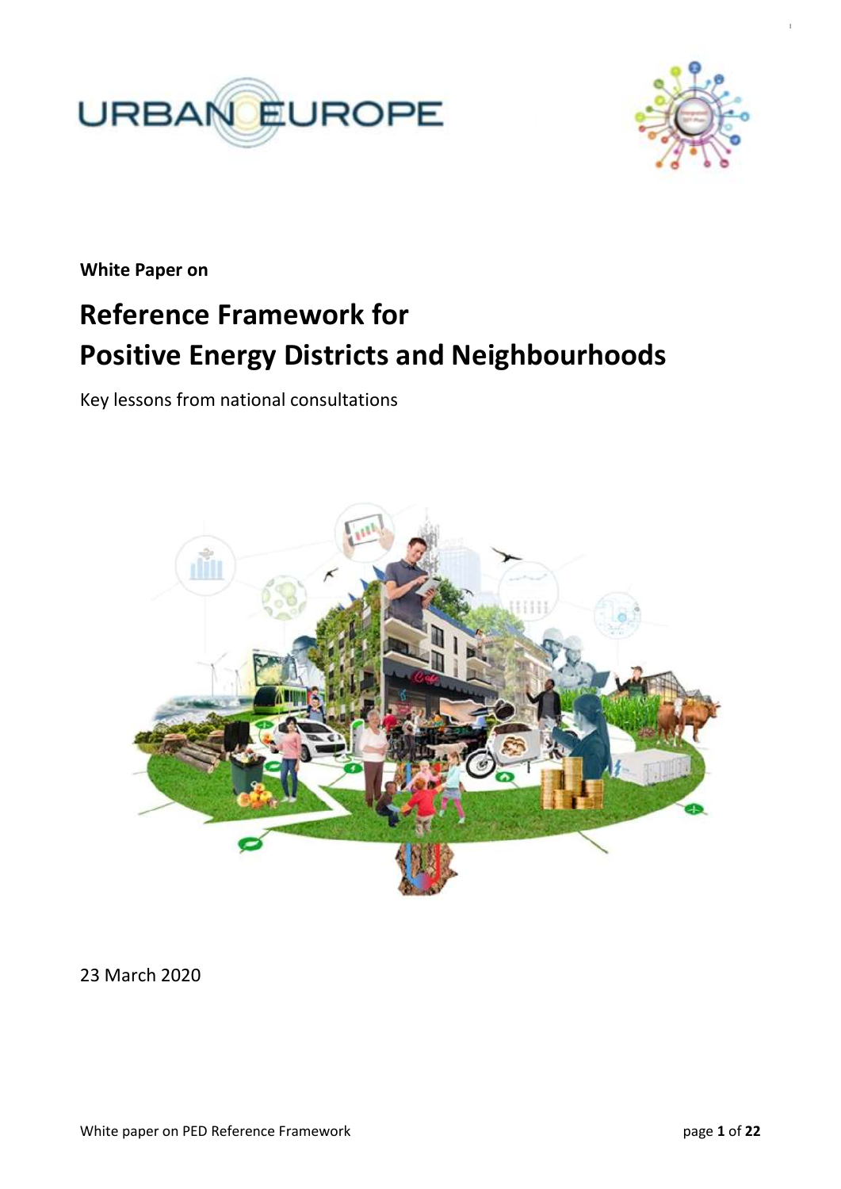White Paper on

# Reference Framework for Positive Energy Districts and Neighbourhoods

Key lessons from national consultations

23 March 2020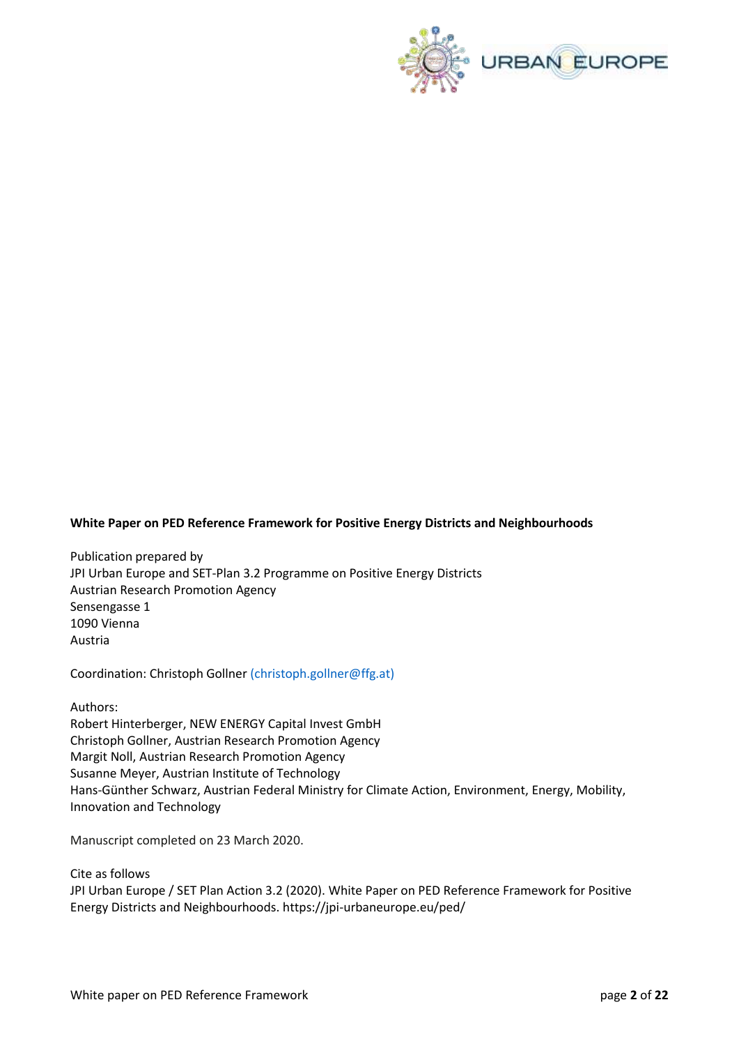**White Paper on PED Reference Framework for Positive Energy Districts and Neighbourhoods**

Publication prepared by
JPI Urban Europe and SET-Plan 3.2 Programme on Positive Energy Districts
Austrian Research Promotion Agency
Sensengasse 1
1090 Vienna
Austria

Coordination: Christoph Gollner (christoph.gollner@ffg.at)

Authors:
Robert Hinterberger, NEW ENERGY Capital Invest GmbH
Christoph Gollner, Austrian Research Promotion Agency
Margit Noll, Austrian Research Promotion Agency
Susanne Meyer, Austrian Institute of Technology
Hans-Günther Schwarz, Austrian Federal Ministry for Climate Action, Environment, Energy, Mobility, Innovation and Technology

Manuscript completed on 23 March 2020.

Cite as follows
JPI Urban Europe / SET Plan Action 3.2 (2020). White Paper on PED Reference Framework for Positive Energy Districts and Neighbourhoods. https://jpi-urbaneurope.eu/ped/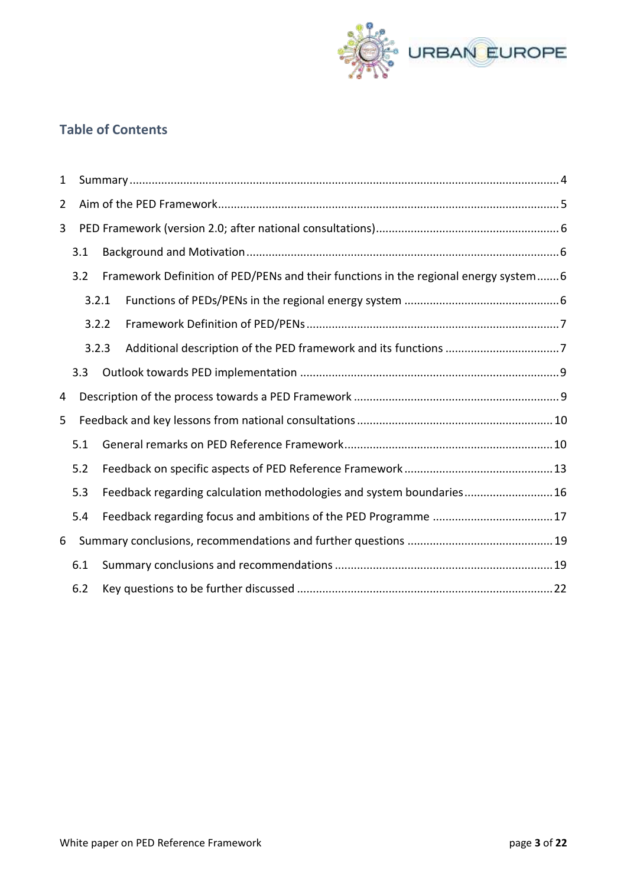## Table of Contents

1 Summary ....................................................................................................................... 4

2 Aim of the PED Framework........................................................................................... 5

3 PED Framework (version 2.0; after national consultations)........................................... 6

  3.1 Background and Motivation .................................................................................. 6

  3.2 Framework Definition of PED/PENs and their functions in the regional energy system ....... 6

    3.2.1 Functions of PEDs/PENs in the regional energy system ...................................... 6

    3.2.2 Framework Definition of PED/PENs ................................................................. 7

    3.2.3 Additional description of the PED framework and its functions ........................... 7

  3.3 Outlook towards PED implementation .................................................................. 9

4 Description of the process towards a PED Framework ................................................. 9

5 Feedback and key lessons from national consultations ............................................... 10

  5.1 General remarks on PED Reference Framework.................................................... 10

  5.2 Feedback on specific aspects of PED Reference Framework .................................. 13

  5.3 Feedback regarding calculation methodologies and system boundaries ................... 16

  5.4 Feedback regarding focus and ambitions of the PED Programme ............................ 17

6 Summary conclusions, recommendations and further questions ................................. 19

  6.1 Summary conclusions and recommendations ........................................................ 19

  6.2 Key questions to be further discussed ................................................................... 22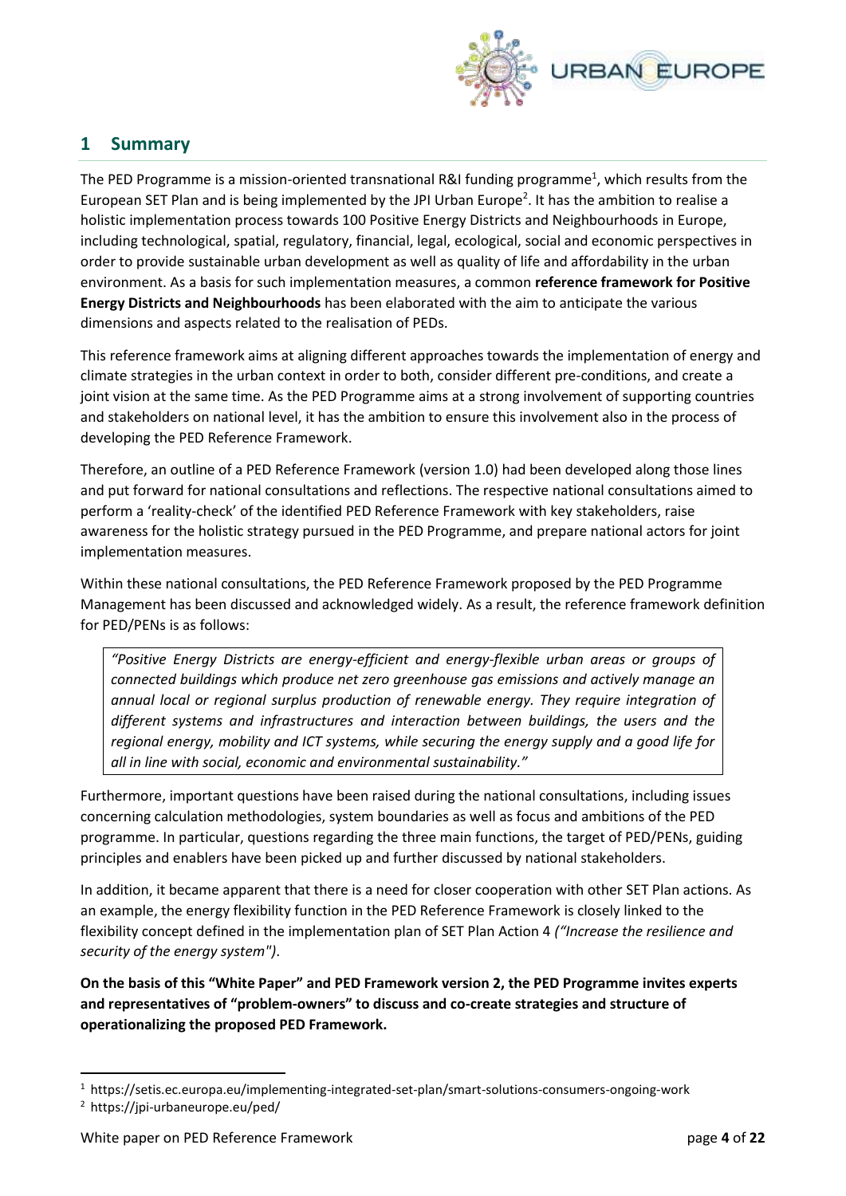# 1 Summary

The PED Programme is a mission-oriented transnational R&I funding programme[1], which results from the European SET Plan and is being implemented by the JPI Urban Europe[2]. It has the ambition to realise a holistic implementation process towards 100 Positive Energy Districts and Neighbourhoods in Europe, including technological, spatial, regulatory, financial, legal, ecological, social and economic perspectives in order to provide sustainable urban development as well as quality of life and affordability in the urban environment. As a basis for such implementation measures, a common **reference framework for Positive Energy Districts and Neighbourhoods** has been elaborated with the aim to anticipate the various dimensions and aspects related to the realisation of PEDs.

This reference framework aims at aligning different approaches towards the implementation of energy and climate strategies in the urban context in order to both, consider different pre-conditions, and create a joint vision at the same time. As the PED Programme aims at a strong involvement of supporting countries and stakeholders on national level, it has the ambition to ensure this involvement also in the process of developing the PED Reference Framework.

Therefore, an outline of a PED Reference Framework (version 1.0) had been developed along those lines and put forward for national consultations and reflections. The respective national consultations aimed to perform a 'reality-check' of the identified PED Reference Framework with key stakeholders, raise awareness for the holistic strategy pursued in the PED Programme, and prepare national actors for joint implementation measures.

Within these national consultations, the PED Reference Framework proposed by the PED Programme Management has been discussed and acknowledged widely. As a result, the reference framework definition for PED/PENs is as follows:

> *"Positive Energy Districts are energy-efficient and energy-flexible urban areas or groups of connected buildings which produce net zero greenhouse gas emissions and actively manage an annual local or regional surplus production of renewable energy. They require integration of different systems and infrastructures and interaction between buildings, the users and the regional energy, mobility and ICT systems, while securing the energy supply and a good life for all in line with social, economic and environmental sustainability."*

Furthermore, important questions have been raised during the national consultations, including issues concerning calculation methodologies, system boundaries as well as focus and ambitions of the PED programme. In particular, questions regarding the three main functions, the target of PED/PENs, guiding principles and enablers have been picked up and further discussed by national stakeholders.

In addition, it became apparent that there is a need for closer cooperation with other SET Plan actions. As an example, the energy flexibility function in the PED Reference Framework is closely linked to the flexibility concept defined in the implementation plan of SET Plan Action 4 *("Increase the resilience and security of the energy system")*.

**On the basis of this "White Paper" and PED Framework version 2, the PED Programme invites experts and representatives of "problem-owners" to discuss and co-create strategies and structure of operationalizing the proposed PED Framework.**

---

[1] https://setis.ec.europa.eu/implementing-integrated-set-plan/smart-solutions-consumers-ongoing-work

[2] https://jpi-urbaneurope.eu/ped/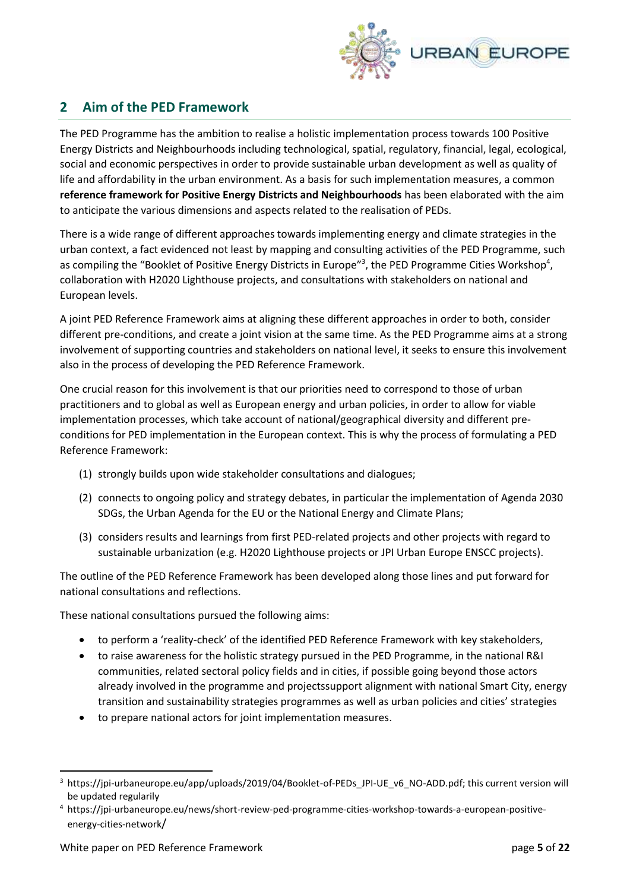## 2 Aim of the PED Framework

The PED Programme has the ambition to realise a holistic implementation process towards 100 Positive Energy Districts and Neighbourhoods including technological, spatial, regulatory, financial, legal, ecological, social and economic perspectives in order to provide sustainable urban development as well as quality of life and affordability in the urban environment. As a basis for such implementation measures, a common **reference framework for Positive Energy Districts and Neighbourhoods** has been elaborated with the aim to anticipate the various dimensions and aspects related to the realisation of PEDs.

There is a wide range of different approaches towards implementing energy and climate strategies in the urban context, a fact evidenced not least by mapping and consulting activities of the PED Programme, such as compiling the "Booklet of Positive Energy Districts in Europe"[3], the PED Programme Cities Workshop[4], collaboration with H2020 Lighthouse projects, and consultations with stakeholders on national and European levels.

A joint PED Reference Framework aims at aligning these different approaches in order to both, consider different pre-conditions, and create a joint vision at the same time. As the PED Programme aims at a strong involvement of supporting countries and stakeholders on national level, it seeks to ensure this involvement also in the process of developing the PED Reference Framework.

One crucial reason for this involvement is that our priorities need to correspond to those of urban practitioners and to global as well as European energy and urban policies, in order to allow for viable implementation processes, which take account of national/geographical diversity and different pre-conditions for PED implementation in the European context. This is why the process of formulating a PED Reference Framework:

(1) strongly builds upon wide stakeholder consultations and dialogues;

(2) connects to ongoing policy and strategy debates, in particular the implementation of Agenda 2030 SDGs, the Urban Agenda for the EU or the National Energy and Climate Plans;

(3) considers results and learnings from first PED-related projects and other projects with regard to sustainable urbanization (e.g. H2020 Lighthouse projects or JPI Urban Europe ENSCC projects).

The outline of the PED Reference Framework has been developed along those lines and put forward for national consultations and reflections.

These national consultations pursued the following aims:

- to perform a 'reality-check' of the identified PED Reference Framework with key stakeholders,
- to raise awareness for the holistic strategy pursued in the PED Programme, in the national R&I communities, related sectoral policy fields and in cities, if possible going beyond those actors already involved in the programme and projectssupport alignment with national Smart City, energy transition and sustainability strategies programmes as well as urban policies and cities' strategies
- to prepare national actors for joint implementation measures.

---

[3] https://jpi-urbaneurope.eu/app/uploads/2019/04/Booklet-of-PEDs_JPI-UE_v6_NO-ADD.pdf; this current version will be updated regularly

[4] https://jpi-urbaneurope.eu/news/short-review-ped-programme-cities-workshop-towards-a-european-positive-energy-cities-network/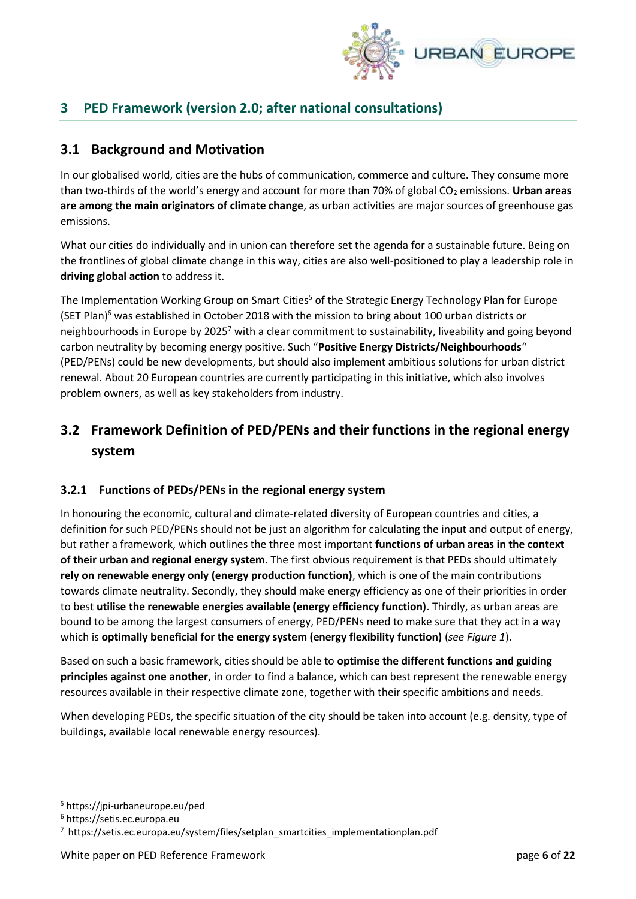# 3 PED Framework (version 2.0; after national consultations)

## 3.1 Background and Motivation

In our globalised world, cities are the hubs of communication, commerce and culture. They consume more than two-thirds of the world's energy and account for more than 70% of global $CO_2$ emissions. **Urban areas are among the main originators of climate change**, as urban activities are major sources of greenhouse gas emissions.

What our cities do individually and in union can therefore set the agenda for a sustainable future. Being on the frontlines of global climate change in this way, cities are also well-positioned to play a leadership role in **driving global action** to address it.

The Implementation Working Group on Smart Cities[5] of the Strategic Energy Technology Plan for Europe (SET Plan)[6] was established in October 2018 with the mission to bring about 100 urban districts or neighbourhoods in Europe by 2025[7] with a clear commitment to sustainability, liveability and going beyond carbon neutrality by becoming energy positive. Such "**Positive Energy Districts/Neighbourhoods**" (PED/PENs) could be new developments, but should also implement ambitious solutions for urban district renewal. About 20 European countries are currently participating in this initiative, which also involves problem owners, as well as key stakeholders from industry.

## 3.2 Framework Definition of PED/PENs and their functions in the regional energy system

### 3.2.1 Functions of PEDs/PENs in the regional energy system

In honouring the economic, cultural and climate-related diversity of European countries and cities, a definition for such PED/PENs should not be just an algorithm for calculating the input and output of energy, but rather a framework, which outlines the three most important **functions of urban areas in the context of their urban and regional energy system**. The first obvious requirement is that PEDs should ultimately **rely on renewable energy only (energy production function)**, which is one of the main contributions towards climate neutrality. Secondly, they should make energy efficiency as one of their priorities in order to best **utilise the renewable energies available (energy efficiency function)**. Thirdly, as urban areas are bound to be among the largest consumers of energy, PED/PENs need to make sure that they act in a way which is **optimally beneficial for the energy system (energy flexibility function)** (*see Figure 1*).

Based on such a basic framework, cities should be able to **optimise the different functions and guiding principles against one another**, in order to find a balance, which can best represent the renewable energy resources available in their respective climate zone, together with their specific ambitions and needs.

When developing PEDs, the specific situation of the city should be taken into account (e.g. density, type of buildings, available local renewable energy resources).

[5] https://jpi-urbaneurope.eu/ped

[6] https://setis.ec.europa.eu

[7] https://setis.ec.europa.eu/system/files/setplan_smartcities_implementationplan.pdf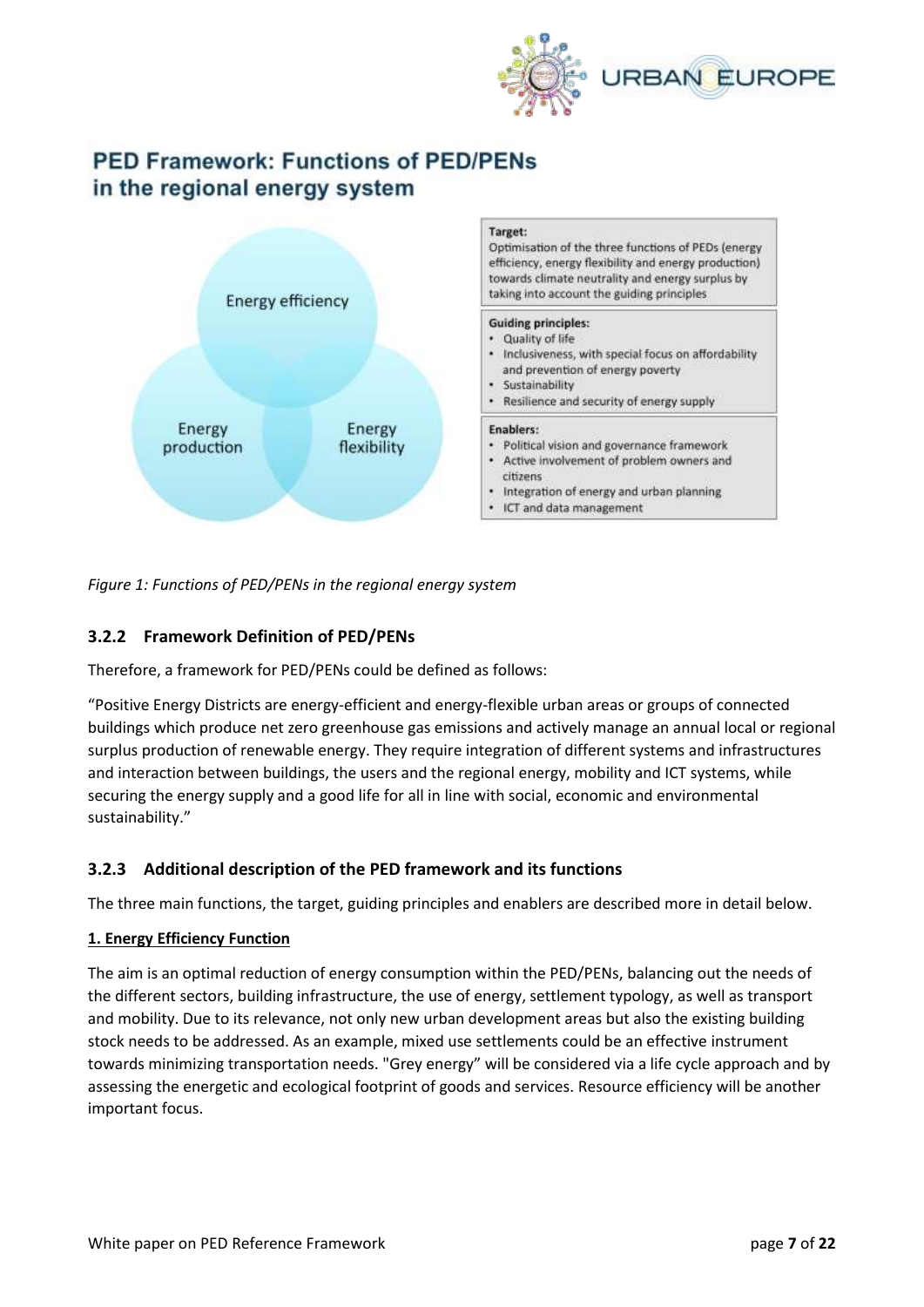## PED Framework: Functions of PED/PENs in the regional energy system

Energy efficiency

Energy production

Energy flexibility

**Target:**
Optimisation of the three functions of PEDs (energy efficiency, energy flexibility and energy production) towards climate neutrality and energy surplus by taking into account the guiding principles

**Guiding principles:**
- Quality of life
- Inclusiveness, with special focus on affordability and prevention of energy poverty
- Sustainability
- Resilience and security of energy supply

**Enablers:**
- Political vision and governance framework
- Active involvement of problem owners and citizens
- Integration of energy and urban planning
- ICT and data management

*Figure 1: Functions of PED/PENs in the regional energy system*

### 3.2.2 Framework Definition of PED/PENs

Therefore, a framework for PED/PENs could be defined as follows:

"Positive Energy Districts are energy-efficient and energy-flexible urban areas or groups of connected buildings which produce net zero greenhouse gas emissions and actively manage an annual local or regional surplus production of renewable energy. They require integration of different systems and infrastructures and interaction between buildings, the users and the regional energy, mobility and ICT systems, while securing the energy supply and a good life for all in line with social, economic and environmental sustainability."

### 3.2.3 Additional description of the PED framework and its functions

The three main functions, the target, guiding principles and enablers are described more in detail below.

**1. Energy Efficiency Function**

The aim is an optimal reduction of energy consumption within the PED/PENs, balancing out the needs of the different sectors, building infrastructure, the use of energy, settlement typology, as well as transport and mobility. Due to its relevance, not only new urban development areas but also the existing building stock needs to be addressed. As an example, mixed use settlements could be an effective instrument towards minimizing transportation needs. "Grey energy" will be considered via a life cycle approach and by assessing the energetic and ecological footprint of goods and services. Resource efficiency will be another important focus.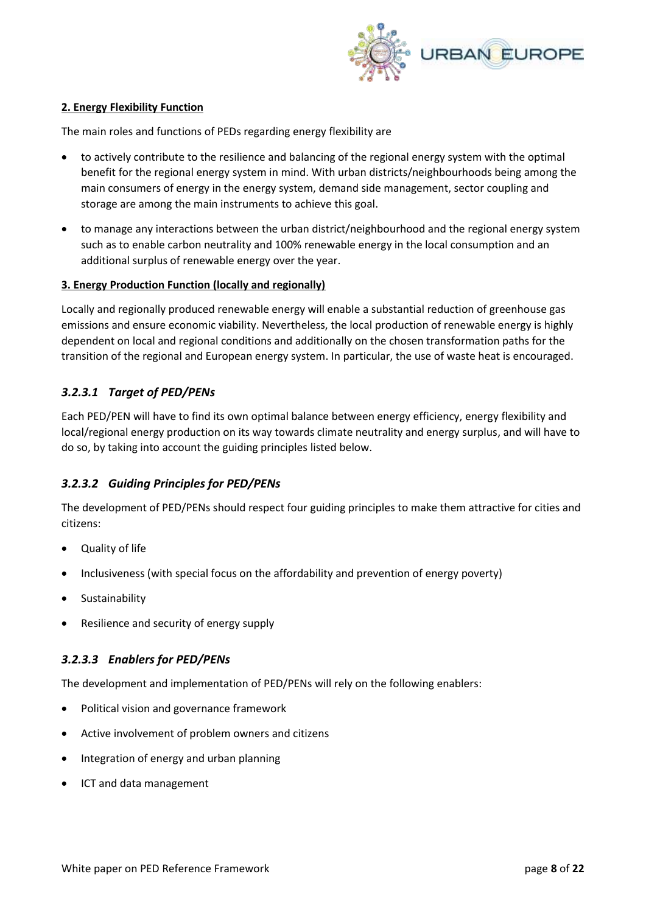**2. Energy Flexibility Function**

The main roles and functions of PEDs regarding energy flexibility are

- to actively contribute to the resilience and balancing of the regional energy system with the optimal benefit for the regional energy system in mind. With urban districts/neighbourhoods being among the main consumers of energy in the energy system, demand side management, sector coupling and storage are among the main instruments to achieve this goal.
- to manage any interactions between the urban district/neighbourhood and the regional energy system such as to enable carbon neutrality and 100% renewable energy in the local consumption and an additional surplus of renewable energy over the year.

**3. Energy Production Function (locally and regionally)**

Locally and regionally produced renewable energy will enable a substantial reduction of greenhouse gas emissions and ensure economic viability. Nevertheless, the local production of renewable energy is highly dependent on local and regional conditions and additionally on the chosen transformation paths for the transition of the regional and European energy system. In particular, the use of waste heat is encouraged.

### *3.2.3.1 Target of PED/PENs*

Each PED/PEN will have to find its own optimal balance between energy efficiency, energy flexibility and local/regional energy production on its way towards climate neutrality and energy surplus, and will have to do so, by taking into account the guiding principles listed below.

### *3.2.3.2 Guiding Principles for PED/PENs*

The development of PED/PENs should respect four guiding principles to make them attractive for cities and citizens:

- Quality of life
- Inclusiveness (with special focus on the affordability and prevention of energy poverty)
- Sustainability
- Resilience and security of energy supply

### *3.2.3.3 Enablers for PED/PENs*

The development and implementation of PED/PENs will rely on the following enablers:

- Political vision and governance framework
- Active involvement of problem owners and citizens
- Integration of energy and urban planning
- ICT and data management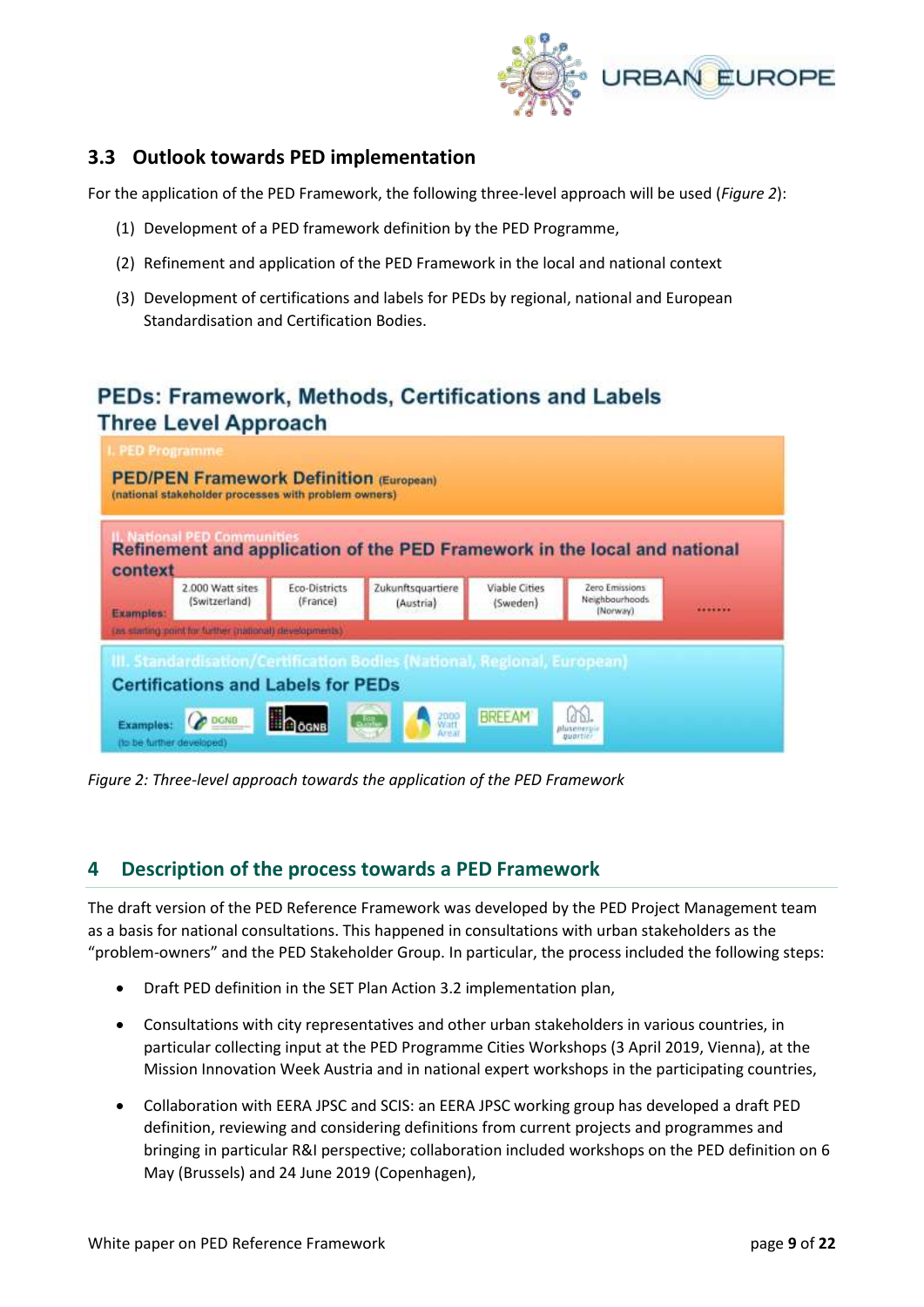## 3.3 Outlook towards PED implementation

For the application of the PED Framework, the following three-level approach will be used (*Figure 2*):

(1) Development of a PED framework definition by the PED Programme,

(2) Refinement and application of the PED Framework in the local and national context

(3) Development of certifications and labels for PEDs by regional, national and European Standardisation and Certification Bodies.

**PEDs: Framework, Methods, Certifications and Labels**
**Three Level Approach**

I. PED Programme

**PED/PEN Framework Definition** (European)
(national stakeholder processes with problem owners)

II. National PED Communities

**Refinement and application of the PED Framework in the local and national context**

Examples: 2.000 Watt sites (Switzerland) | Eco-Districts (France) | Zukunftsquartiere (Austria) | Viable Cities (Sweden) | Zero Emissions Neighbourhoods (Norway) | .......
(as starting point for further (national) developments)

III. Standardisation/Certification Bodies (National, Regional, European)

**Certifications and Labels for PEDs**

Examples: DGNB | ÖGNB | Eco Quartier | 2000 Watt Areal | BREEAM | plusenergie quartier
(to be further developed)

*Figure 2: Three-level approach towards the application of the PED Framework*

# 4 Description of the process towards a PED Framework

The draft version of the PED Reference Framework was developed by the PED Project Management team as a basis for national consultations. This happened in consultations with urban stakeholders as the "problem-owners" and the PED Stakeholder Group. In particular, the process included the following steps:

- Draft PED definition in the SET Plan Action 3.2 implementation plan,
- Consultations with city representatives and other urban stakeholders in various countries, in particular collecting input at the PED Programme Cities Workshops (3 April 2019, Vienna), at the Mission Innovation Week Austria and in national expert workshops in the participating countries,
- Collaboration with EERA JPSC and SCIS: an EERA JPSC working group has developed a draft PED definition, reviewing and considering definitions from current projects and programmes and bringing in particular R&I perspective; collaboration included workshops on the PED definition on 6 May (Brussels) and 24 June 2019 (Copenhagen),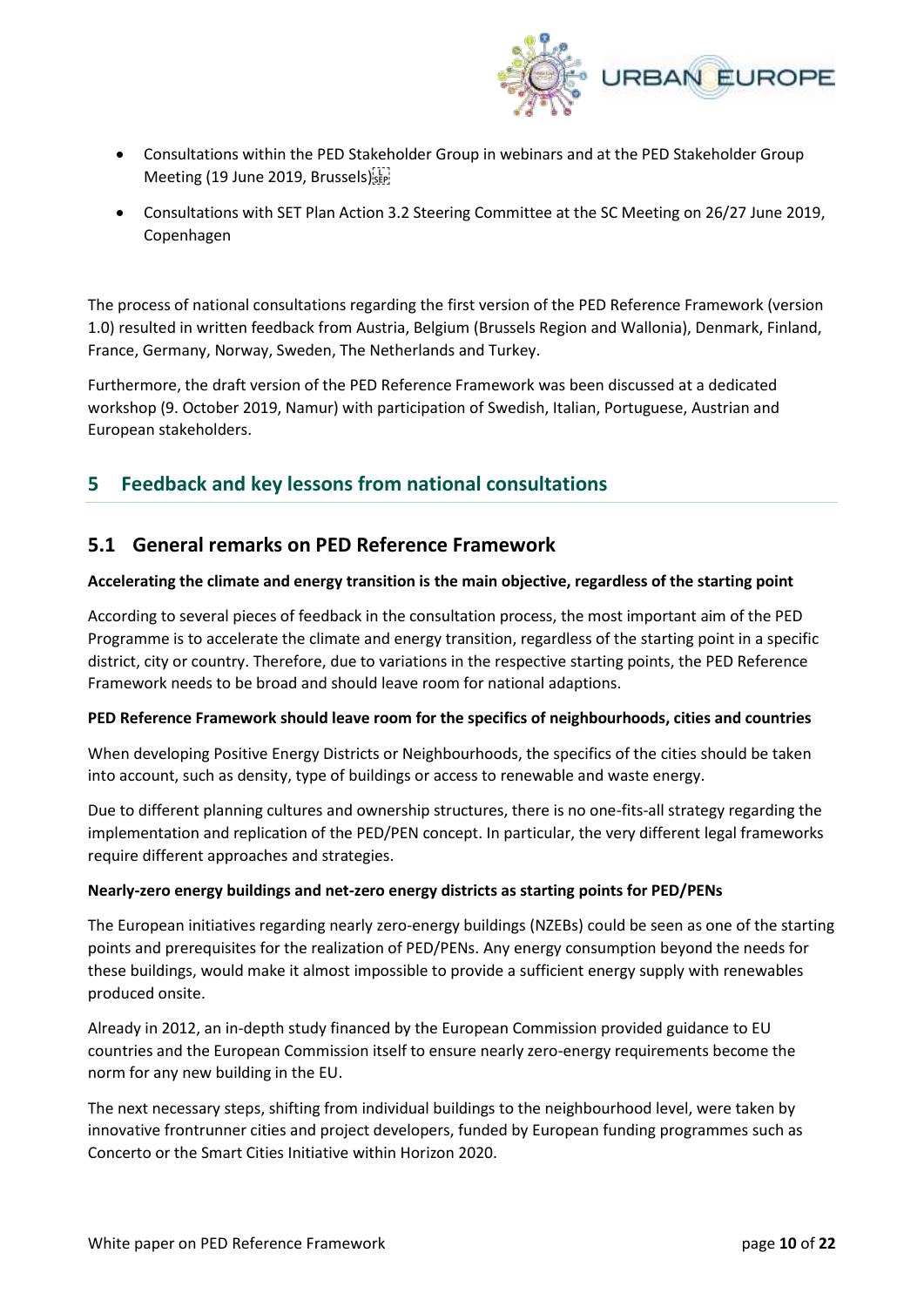- Consultations within the PED Stakeholder Group in webinars and at the PED Stakeholder Group Meeting (19 June 2019, Brussels)
- Consultations with SET Plan Action 3.2 Steering Committee at the SC Meeting on 26/27 June 2019, Copenhagen

The process of national consultations regarding the first version of the PED Reference Framework (version 1.0) resulted in written feedback from Austria, Belgium (Brussels Region and Wallonia), Denmark, Finland, France, Germany, Norway, Sweden, The Netherlands and Turkey.

Furthermore, the draft version of the PED Reference Framework was been discussed at a dedicated workshop (9. October 2019, Namur) with participation of Swedish, Italian, Portuguese, Austrian and European stakeholders.

# 5 Feedback and key lessons from national consultations

## 5.1 General remarks on PED Reference Framework

**Accelerating the climate and energy transition is the main objective, regardless of the starting point**

According to several pieces of feedback in the consultation process, the most important aim of the PED Programme is to accelerate the climate and energy transition, regardless of the starting point in a specific district, city or country. Therefore, due to variations in the respective starting points, the PED Reference Framework needs to be broad and should leave room for national adaptions.

**PED Reference Framework should leave room for the specifics of neighbourhoods, cities and countries**

When developing Positive Energy Districts or Neighbourhoods, the specifics of the cities should be taken into account, such as density, type of buildings or access to renewable and waste energy.

Due to different planning cultures and ownership structures, there is no one-fits-all strategy regarding the implementation and replication of the PED/PEN concept. In particular, the very different legal frameworks require different approaches and strategies.

**Nearly-zero energy buildings and net-zero energy districts as starting points for PED/PENs**

The European initiatives regarding nearly zero-energy buildings (NZEBs) could be seen as one of the starting points and prerequisites for the realization of PED/PENs. Any energy consumption beyond the needs for these buildings, would make it almost impossible to provide a sufficient energy supply with renewables produced onsite.

Already in 2012, an in-depth study financed by the European Commission provided guidance to EU countries and the European Commission itself to ensure nearly zero-energy requirements become the norm for any new building in the EU.

The next necessary steps, shifting from individual buildings to the neighbourhood level, were taken by innovative frontrunner cities and project developers, funded by European funding programmes such as Concerto or the Smart Cities Initiative within Horizon 2020.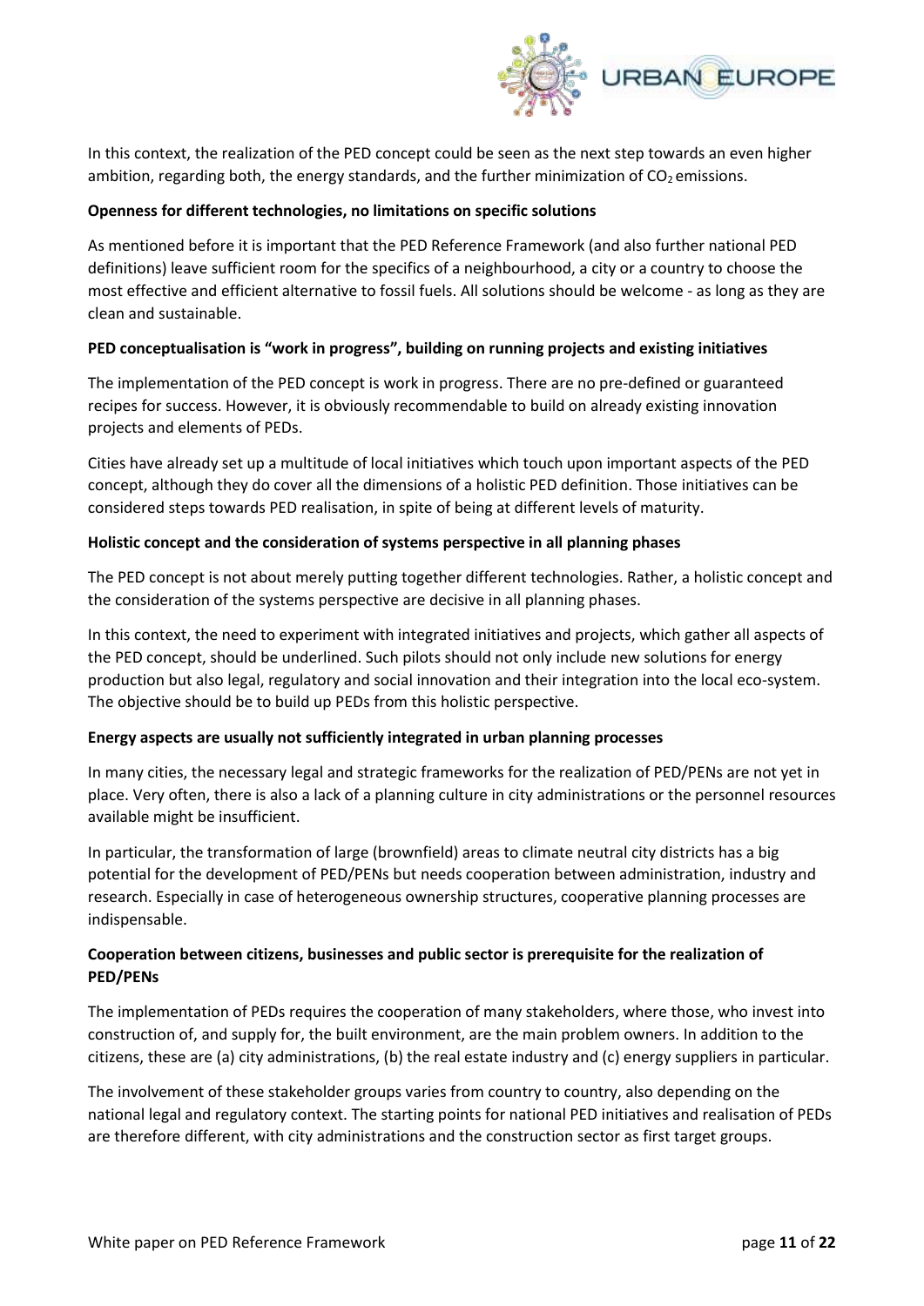In this context, the realization of the PED concept could be seen as the next step towards an even higher ambition, regarding both, the energy standards, and the further minimization of $CO_2$ emissions.

**Openness for different technologies, no limitations on specific solutions**

As mentioned before it is important that the PED Reference Framework (and also further national PED definitions) leave sufficient room for the specifics of a neighbourhood, a city or a country to choose the most effective and efficient alternative to fossil fuels. All solutions should be welcome - as long as they are clean and sustainable.

**PED conceptualisation is "work in progress", building on running projects and existing initiatives**

The implementation of the PED concept is work in progress. There are no pre-defined or guaranteed recipes for success. However, it is obviously recommendable to build on already existing innovation projects and elements of PEDs.

Cities have already set up a multitude of local initiatives which touch upon important aspects of the PED concept, although they do cover all the dimensions of a holistic PED definition. Those initiatives can be considered steps towards PED realisation, in spite of being at different levels of maturity.

**Holistic concept and the consideration of systems perspective in all planning phases**

The PED concept is not about merely putting together different technologies. Rather, a holistic concept and the consideration of the systems perspective are decisive in all planning phases.

In this context, the need to experiment with integrated initiatives and projects, which gather all aspects of the PED concept, should be underlined. Such pilots should not only include new solutions for energy production but also legal, regulatory and social innovation and their integration into the local eco-system. The objective should be to build up PEDs from this holistic perspective.

**Energy aspects are usually not sufficiently integrated in urban planning processes**

In many cities, the necessary legal and strategic frameworks for the realization of PED/PENs are not yet in place. Very often, there is also a lack of a planning culture in city administrations or the personnel resources available might be insufficient.

In particular, the transformation of large (brownfield) areas to climate neutral city districts has a big potential for the development of PED/PENs but needs cooperation between administration, industry and research. Especially in case of heterogeneous ownership structures, cooperative planning processes are indispensable.

**Cooperation between citizens, businesses and public sector is prerequisite for the realization of PED/PENs**

The implementation of PEDs requires the cooperation of many stakeholders, where those, who invest into construction of, and supply for, the built environment, are the main problem owners. In addition to the citizens, these are (a) city administrations, (b) the real estate industry and (c) energy suppliers in particular.

The involvement of these stakeholder groups varies from country to country, also depending on the national legal and regulatory context. The starting points for national PED initiatives and realisation of PEDs are therefore different, with city administrations and the construction sector as first target groups.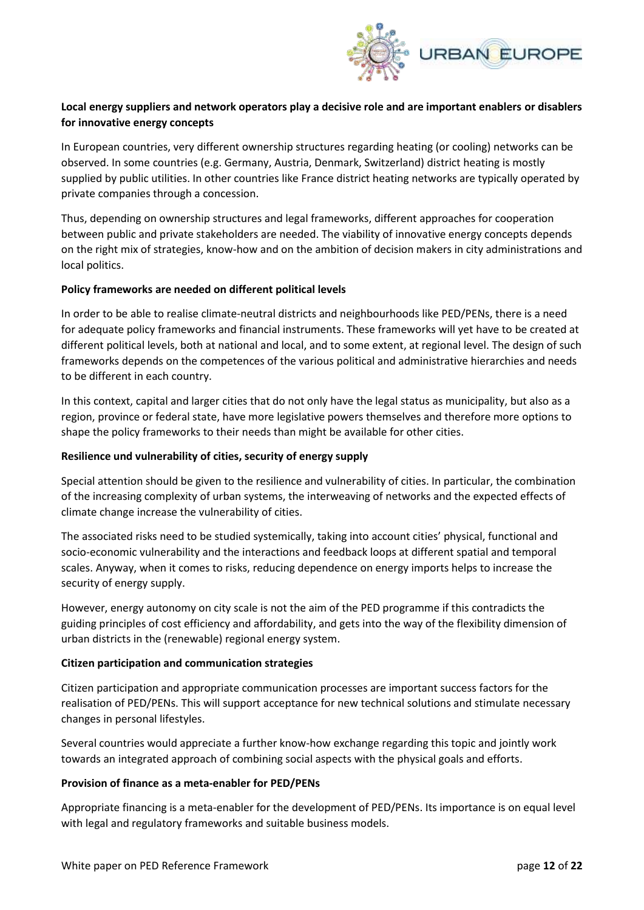**Local energy suppliers and network operators play a decisive role and are important enablers or disablers for innovative energy concepts**

In European countries, very different ownership structures regarding heating (or cooling) networks can be observed. In some countries (e.g. Germany, Austria, Denmark, Switzerland) district heating is mostly supplied by public utilities. In other countries like France district heating networks are typically operated by private companies through a concession.

Thus, depending on ownership structures and legal frameworks, different approaches for cooperation between public and private stakeholders are needed. The viability of innovative energy concepts depends on the right mix of strategies, know-how and on the ambition of decision makers in city administrations and local politics.

**Policy frameworks are needed on different political levels**

In order to be able to realise climate-neutral districts and neighbourhoods like PED/PENs, there is a need for adequate policy frameworks and financial instruments. These frameworks will yet have to be created at different political levels, both at national and local, and to some extent, at regional level. The design of such frameworks depends on the competences of the various political and administrative hierarchies and needs to be different in each country.

In this context, capital and larger cities that do not only have the legal status as municipality, but also as a region, province or federal state, have more legislative powers themselves and therefore more options to shape the policy frameworks to their needs than might be available for other cities.

**Resilience und vulnerability of cities, security of energy supply**

Special attention should be given to the resilience and vulnerability of cities. In particular, the combination of the increasing complexity of urban systems, the interweaving of networks and the expected effects of climate change increase the vulnerability of cities.

The associated risks need to be studied systemically, taking into account cities' physical, functional and socio-economic vulnerability and the interactions and feedback loops at different spatial and temporal scales. Anyway, when it comes to risks, reducing dependence on energy imports helps to increase the security of energy supply.

However, energy autonomy on city scale is not the aim of the PED programme if this contradicts the guiding principles of cost efficiency and affordability, and gets into the way of the flexibility dimension of urban districts in the (renewable) regional energy system.

**Citizen participation and communication strategies**

Citizen participation and appropriate communication processes are important success factors for the realisation of PED/PENs. This will support acceptance for new technical solutions and stimulate necessary changes in personal lifestyles.

Several countries would appreciate a further know-how exchange regarding this topic and jointly work towards an integrated approach of combining social aspects with the physical goals and efforts.

**Provision of finance as a meta-enabler for PED/PENs**

Appropriate financing is a meta-enabler for the development of PED/PENs. Its importance is on equal level with legal and regulatory frameworks and suitable business models.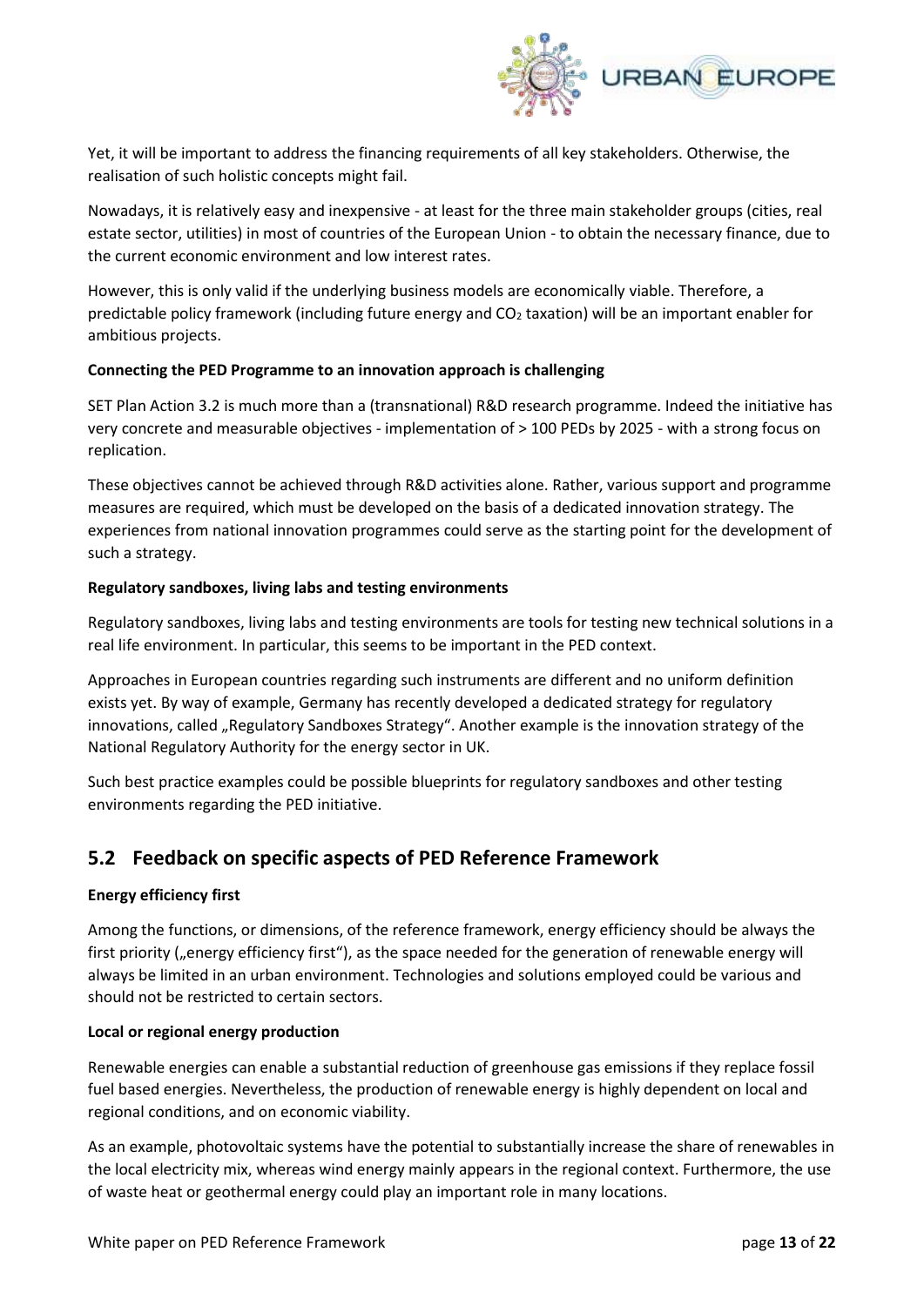Yet, it will be important to address the financing requirements of all key stakeholders. Otherwise, the realisation of such holistic concepts might fail.

Nowadays, it is relatively easy and inexpensive - at least for the three main stakeholder groups (cities, real estate sector, utilities) in most of countries of the European Union - to obtain the necessary finance, due to the current economic environment and low interest rates.

However, this is only valid if the underlying business models are economically viable. Therefore, a predictable policy framework (including future energy and $CO_2$ taxation) will be an important enabler for ambitious projects.

**Connecting the PED Programme to an innovation approach is challenging**

SET Plan Action 3.2 is much more than a (transnational) R&D research programme. Indeed the initiative has very concrete and measurable objectives - implementation of > 100 PEDs by 2025 - with a strong focus on replication.

These objectives cannot be achieved through R&D activities alone. Rather, various support and programme measures are required, which must be developed on the basis of a dedicated innovation strategy. The experiences from national innovation programmes could serve as the starting point for the development of such a strategy.

**Regulatory sandboxes, living labs and testing environments**

Regulatory sandboxes, living labs and testing environments are tools for testing new technical solutions in a real life environment. In particular, this seems to be important in the PED context.

Approaches in European countries regarding such instruments are different and no uniform definition exists yet. By way of example, Germany has recently developed a dedicated strategy for regulatory innovations, called „Regulatory Sandboxes Strategy". Another example is the innovation strategy of the National Regulatory Authority for the energy sector in UK.

Such best practice examples could be possible blueprints for regulatory sandboxes and other testing environments regarding the PED initiative.

## 5.2 Feedback on specific aspects of PED Reference Framework

**Energy efficiency first**

Among the functions, or dimensions, of the reference framework, energy efficiency should be always the first priority („energy efficiency first"), as the space needed for the generation of renewable energy will always be limited in an urban environment. Technologies and solutions employed could be various and should not be restricted to certain sectors.

**Local or regional energy production**

Renewable energies can enable a substantial reduction of greenhouse gas emissions if they replace fossil fuel based energies. Nevertheless, the production of renewable energy is highly dependent on local and regional conditions, and on economic viability.

As an example, photovoltaic systems have the potential to substantially increase the share of renewables in the local electricity mix, whereas wind energy mainly appears in the regional context. Furthermore, the use of waste heat or geothermal energy could play an important role in many locations.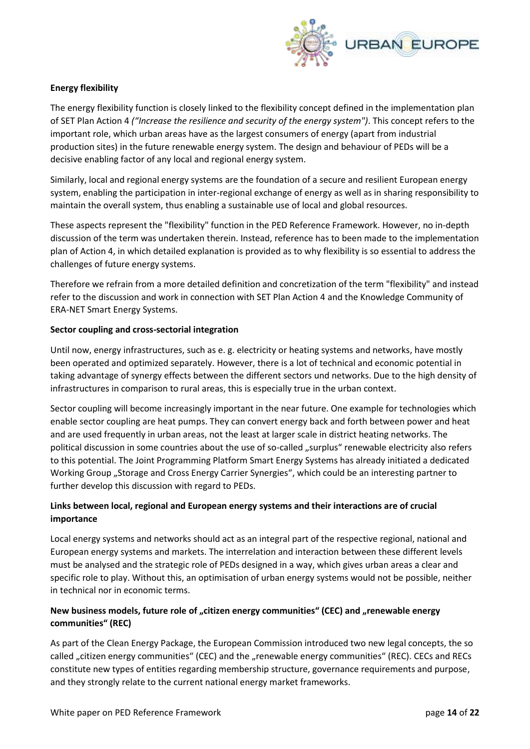**Energy flexibility**

The energy flexibility function is closely linked to the flexibility concept defined in the implementation plan of SET Plan Action 4 *("Increase the resilience and security of the energy system")*. This concept refers to the important role, which urban areas have as the largest consumers of energy (apart from industrial production sites) in the future renewable energy system. The design and behaviour of PEDs will be a decisive enabling factor of any local and regional energy system.

Similarly, local and regional energy systems are the foundation of a secure and resilient European energy system, enabling the participation in inter-regional exchange of energy as well as in sharing responsibility to maintain the overall system, thus enabling a sustainable use of local and global resources.

These aspects represent the "flexibility" function in the PED Reference Framework. However, no in-depth discussion of the term was undertaken therein. Instead, reference has to been made to the implementation plan of Action 4, in which detailed explanation is provided as to why flexibility is so essential to address the challenges of future energy systems.

Therefore we refrain from a more detailed definition and concretization of the term "flexibility" and instead refer to the discussion and work in connection with SET Plan Action 4 and the Knowledge Community of ERA-NET Smart Energy Systems.

**Sector coupling and cross-sectorial integration**

Until now, energy infrastructures, such as e. g. electricity or heating systems and networks, have mostly been operated and optimized separately. However, there is a lot of technical and economic potential in taking advantage of synergy effects between the different sectors und networks. Due to the high density of infrastructures in comparison to rural areas, this is especially true in the urban context.

Sector coupling will become increasingly important in the near future. One example for technologies which enable sector coupling are heat pumps. They can convert energy back and forth between power and heat and are used frequently in urban areas, not the least at larger scale in district heating networks. The political discussion in some countries about the use of so-called „surplus“ renewable electricity also refers to this potential. The Joint Programming Platform Smart Energy Systems has already initiated a dedicated Working Group „Storage and Cross Energy Carrier Synergies“, which could be an interesting partner to further develop this discussion with regard to PEDs.

**Links between local, regional and European energy systems and their interactions are of crucial importance**

Local energy systems and networks should act as an integral part of the respective regional, national and European energy systems and markets. The interrelation and interaction between these different levels must be analysed and the strategic role of PEDs designed in a way, which gives urban areas a clear and specific role to play. Without this, an optimisation of urban energy systems would not be possible, neither in technical nor in economic terms.

**New business models, future role of „citizen energy communities“ (CEC) and „renewable energy communities“ (REC)**

As part of the Clean Energy Package, the European Commission introduced two new legal concepts, the so called „citizen energy communities“ (CEC) and the „renewable energy communities“ (REC). CECs and RECs constitute new types of entities regarding membership structure, governance requirements and purpose, and they strongly relate to the current national energy market frameworks.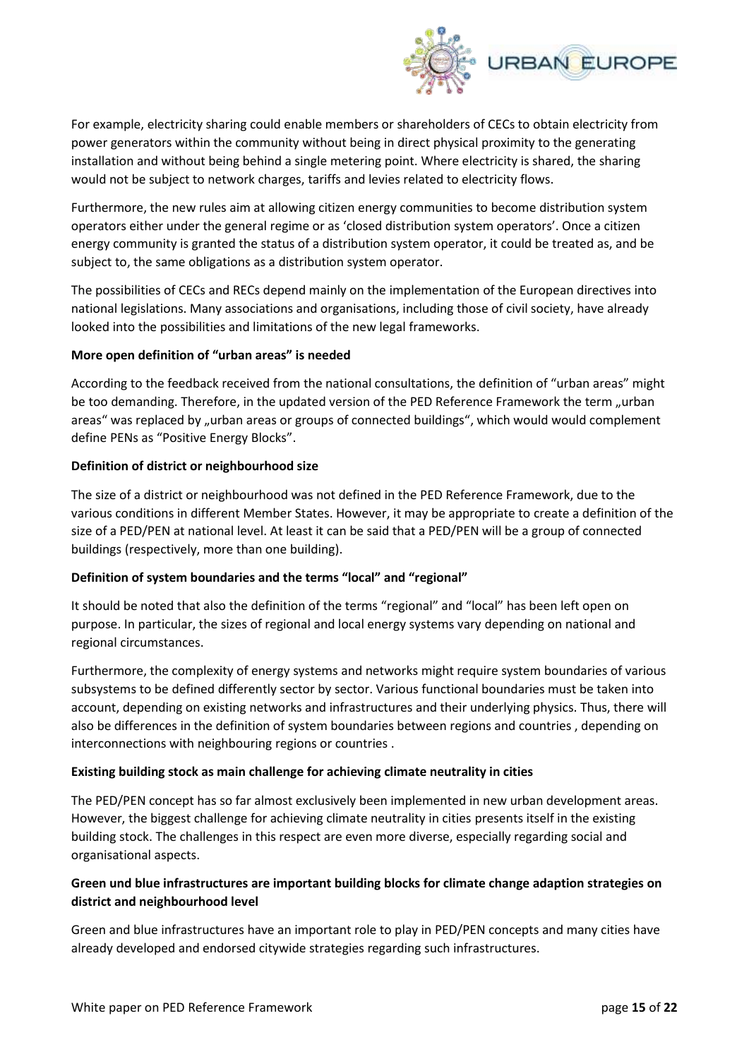For example, electricity sharing could enable members or shareholders of CECs to obtain electricity from power generators within the community without being in direct physical proximity to the generating installation and without being behind a single metering point. Where electricity is shared, the sharing would not be subject to network charges, tariffs and levies related to electricity flows.

Furthermore, the new rules aim at allowing citizen energy communities to become distribution system operators either under the general regime or as 'closed distribution system operators'. Once a citizen energy community is granted the status of a distribution system operator, it could be treated as, and be subject to, the same obligations as a distribution system operator.

The possibilities of CECs and RECs depend mainly on the implementation of the European directives into national legislations. Many associations and organisations, including those of civil society, have already looked into the possibilities and limitations of the new legal frameworks.

**More open definition of "urban areas" is needed**

According to the feedback received from the national consultations, the definition of "urban areas" might be too demanding. Therefore, in the updated version of the PED Reference Framework the term „urban areas" was replaced by „urban areas or groups of connected buildings", which would would complement define PENs as "Positive Energy Blocks".

**Definition of district or neighbourhood size**

The size of a district or neighbourhood was not defined in the PED Reference Framework, due to the various conditions in different Member States. However, it may be appropriate to create a definition of the size of a PED/PEN at national level. At least it can be said that a PED/PEN will be a group of connected buildings (respectively, more than one building).

**Definition of system boundaries and the terms "local" and "regional"**

It should be noted that also the definition of the terms "regional" and "local" has been left open on purpose. In particular, the sizes of regional and local energy systems vary depending on national and regional circumstances.

Furthermore, the complexity of energy systems and networks might require system boundaries of various subsystems to be defined differently sector by sector. Various functional boundaries must be taken into account, depending on existing networks and infrastructures and their underlying physics. Thus, there will also be differences in the definition of system boundaries between regions and countries , depending on interconnections with neighbouring regions or countries .

**Existing building stock as main challenge for achieving climate neutrality in cities**

The PED/PEN concept has so far almost exclusively been implemented in new urban development areas. However, the biggest challenge for achieving climate neutrality in cities presents itself in the existing building stock. The challenges in this respect are even more diverse, especially regarding social and organisational aspects.

**Green und blue infrastructures are important building blocks for climate change adaption strategies on district and neighbourhood level**

Green and blue infrastructures have an important role to play in PED/PEN concepts and many cities have already developed and endorsed citywide strategies regarding such infrastructures.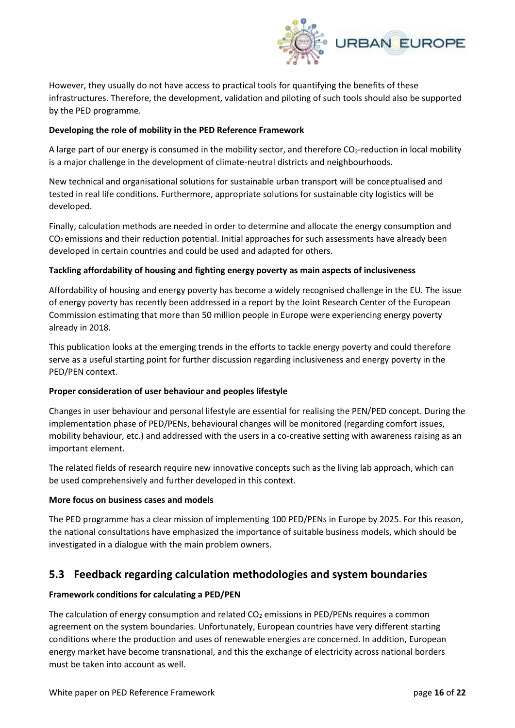However, they usually do not have access to practical tools for quantifying the benefits of these infrastructures. Therefore, the development, validation and piloting of such tools should also be supported by the PED programme.

**Developing the role of mobility in the PED Reference Framework**

A large part of our energy is consumed in the mobility sector, and therefore $CO_2$-reduction in local mobility is a major challenge in the development of climate-neutral districts and neighbourhoods.

New technical and organisational solutions for sustainable urban transport will be conceptualised and tested in real life conditions. Furthermore, appropriate solutions for sustainable city logistics will be developed.

Finally, calculation methods are needed in order to determine and allocate the energy consumption and $CO_2$ emissions and their reduction potential. Initial approaches for such assessments have already been developed in certain countries and could be used and adapted for others.

**Tackling affordability of housing and fighting energy poverty as main aspects of inclusiveness**

Affordability of housing and energy poverty has become a widely recognised challenge in the EU. The issue of energy poverty has recently been addressed in a report by the Joint Research Center of the European Commission estimating that more than 50 million people in Europe were experiencing energy poverty already in 2018.

This publication looks at the emerging trends in the efforts to tackle energy poverty and could therefore serve as a useful starting point for further discussion regarding inclusiveness and energy poverty in the PED/PEN context.

**Proper consideration of user behaviour and peoples lifestyle**

Changes in user behaviour and personal lifestyle are essential for realising the PEN/PED concept. During the implementation phase of PED/PENs, behavioural changes will be monitored (regarding comfort issues, mobility behaviour, etc.) and addressed with the users in a co-creative setting with awareness raising as an important element.

The related fields of research require new innovative concepts such as the living lab approach, which can be used comprehensively and further developed in this context.

**More focus on business cases and models**

The PED programme has a clear mission of implementing 100 PED/PENs in Europe by 2025. For this reason, the national consultations have emphasized the importance of suitable business models, which should be investigated in a dialogue with the main problem owners.

## 5.3 Feedback regarding calculation methodologies and system boundaries

**Framework conditions for calculating a PED/PEN**

The calculation of energy consumption and related $CO_2$ emissions in PED/PENs requires a common agreement on the system boundaries. Unfortunately, European countries have very different starting conditions where the production and uses of renewable energies are concerned. In addition, European energy market have become transnational, and this the exchange of electricity across national borders must be taken into account as well.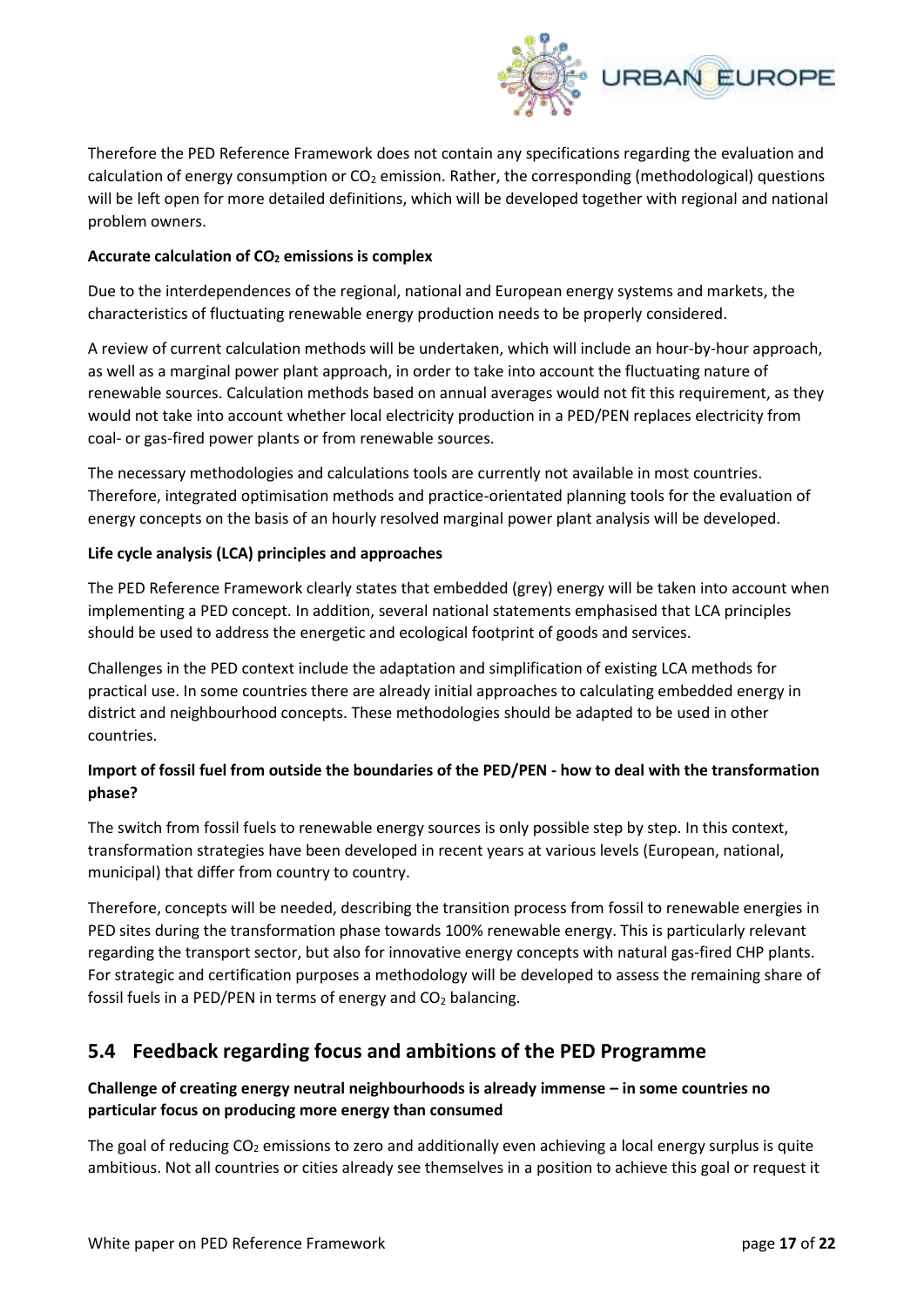Therefore the PED Reference Framework does not contain any specifications regarding the evaluation and calculation of energy consumption or $CO_2$ emission. Rather, the corresponding (methodological) questions will be left open for more detailed definitions, which will be developed together with regional and national problem owners.

**Accurate calculation of $CO_2$ emissions is complex**

Due to the interdependences of the regional, national and European energy systems and markets, the characteristics of fluctuating renewable energy production needs to be properly considered.

A review of current calculation methods will be undertaken, which will include an hour-by-hour approach, as well as a marginal power plant approach, in order to take into account the fluctuating nature of renewable sources. Calculation methods based on annual averages would not fit this requirement, as they would not take into account whether local electricity production in a PED/PEN replaces electricity from coal- or gas-fired power plants or from renewable sources.

The necessary methodologies and calculations tools are currently not available in most countries. Therefore, integrated optimisation methods and practice-orientated planning tools for the evaluation of energy concepts on the basis of an hourly resolved marginal power plant analysis will be developed.

**Life cycle analysis (LCA) principles and approaches**

The PED Reference Framework clearly states that embedded (grey) energy will be taken into account when implementing a PED concept. In addition, several national statements emphasised that LCA principles should be used to address the energetic and ecological footprint of goods and services.

Challenges in the PED context include the adaptation and simplification of existing LCA methods for practical use. In some countries there are already initial approaches to calculating embedded energy in district and neighbourhood concepts. These methodologies should be adapted to be used in other countries.

**Import of fossil fuel from outside the boundaries of the PED/PEN - how to deal with the transformation phase?**

The switch from fossil fuels to renewable energy sources is only possible step by step. In this context, transformation strategies have been developed in recent years at various levels (European, national, municipal) that differ from country to country.

Therefore, concepts will be needed, describing the transition process from fossil to renewable energies in PED sites during the transformation phase towards 100% renewable energy. This is particularly relevant regarding the transport sector, but also for innovative energy concepts with natural gas-fired CHP plants. For strategic and certification purposes a methodology will be developed to assess the remaining share of fossil fuels in a PED/PEN in terms of energy and $CO_2$ balancing.

## 5.4 Feedback regarding focus and ambitions of the PED Programme

**Challenge of creating energy neutral neighbourhoods is already immense – in some countries no particular focus on producing more energy than consumed**

The goal of reducing $CO_2$ emissions to zero and additionally even achieving a local energy surplus is quite ambitious. Not all countries or cities already see themselves in a position to achieve this goal or request it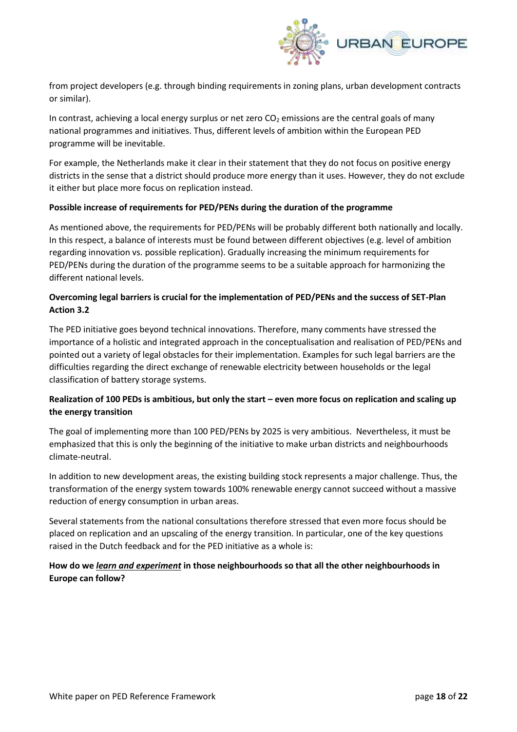from project developers (e.g. through binding requirements in zoning plans, urban development contracts or similar).

In contrast, achieving a local energy surplus or net zero $CO_2$ emissions are the central goals of many national programmes and initiatives. Thus, different levels of ambition within the European PED programme will be inevitable.

For example, the Netherlands make it clear in their statement that they do not focus on positive energy districts in the sense that a district should produce more energy than it uses. However, they do not exclude it either but place more focus on replication instead.

**Possible increase of requirements for PED/PENs during the duration of the programme**

As mentioned above, the requirements for PED/PENs will be probably different both nationally and locally. In this respect, a balance of interests must be found between different objectives (e.g. level of ambition regarding innovation vs. possible replication). Gradually increasing the minimum requirements for PED/PENs during the duration of the programme seems to be a suitable approach for harmonizing the different national levels.

**Overcoming legal barriers is crucial for the implementation of PED/PENs and the success of SET-Plan Action 3.2**

The PED initiative goes beyond technical innovations. Therefore, many comments have stressed the importance of a holistic and integrated approach in the conceptualisation and realisation of PED/PENs and pointed out a variety of legal obstacles for their implementation. Examples for such legal barriers are the difficulties regarding the direct exchange of renewable electricity between households or the legal classification of battery storage systems.

**Realization of 100 PEDs is ambitious, but only the start – even more focus on replication and scaling up the energy transition**

The goal of implementing more than 100 PED/PENs by 2025 is very ambitious. Nevertheless, it must be emphasized that this is only the beginning of the initiative to make urban districts and neighbourhoods climate-neutral.

In addition to new development areas, the existing building stock represents a major challenge. Thus, the transformation of the energy system towards 100% renewable energy cannot succeed without a massive reduction of energy consumption in urban areas.

Several statements from the national consultations therefore stressed that even more focus should be placed on replication and an upscaling of the energy transition. In particular, one of the key questions raised in the Dutch feedback and for the PED initiative as a whole is:

**How do we *learn and experiment* in those neighbourhoods so that all the other neighbourhoods in Europe can follow?**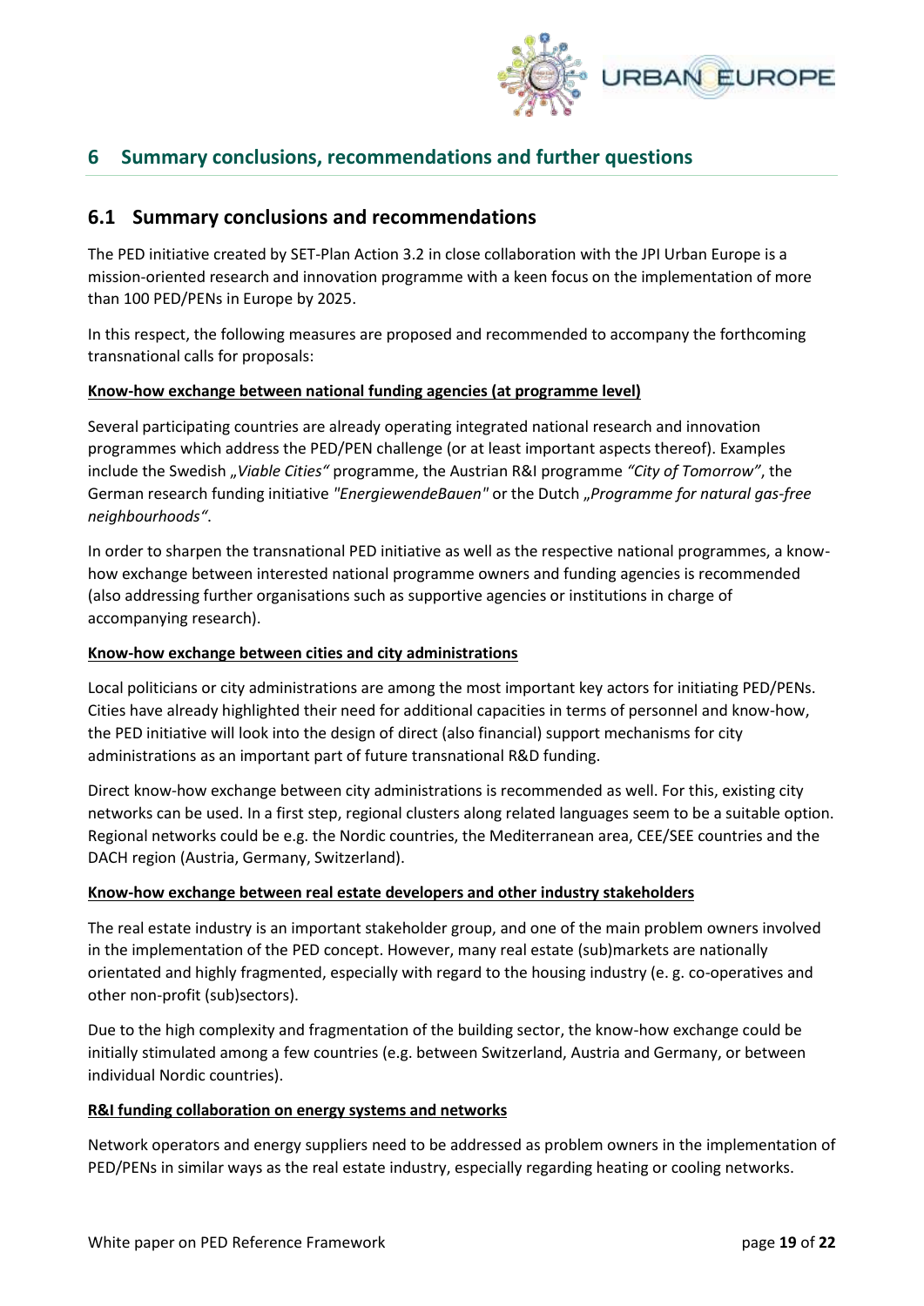# 6 Summary conclusions, recommendations and further questions

## 6.1 Summary conclusions and recommendations

The PED initiative created by SET-Plan Action 3.2 in close collaboration with the JPI Urban Europe is a mission-oriented research and innovation programme with a keen focus on the implementation of more than 100 PED/PENs in Europe by 2025.

In this respect, the following measures are proposed and recommended to accompany the forthcoming transnational calls for proposals:

**Know-how exchange between national funding agencies (at programme level)**

Several participating countries are already operating integrated national research and innovation programmes which address the PED/PEN challenge (or at least important aspects thereof). Examples include the Swedish „*Viable Cities*" programme, the Austrian R&I programme *"City of Tomorrow"*, the German research funding initiative *"EnergiewendeBauen"* or the Dutch „*Programme for natural gas-free neighbourhoods"*.

In order to sharpen the transnational PED initiative as well as the respective national programmes, a know-how exchange between interested national programme owners and funding agencies is recommended (also addressing further organisations such as supportive agencies or institutions in charge of accompanying research).

**Know-how exchange between cities and city administrations**

Local politicians or city administrations are among the most important key actors for initiating PED/PENs. Cities have already highlighted their need for additional capacities in terms of personnel and know-how, the PED initiative will look into the design of direct (also financial) support mechanisms for city administrations as an important part of future transnational R&D funding.

Direct know-how exchange between city administrations is recommended as well. For this, existing city networks can be used. In a first step, regional clusters along related languages seem to be a suitable option. Regional networks could be e.g. the Nordic countries, the Mediterranean area, CEE/SEE countries and the DACH region (Austria, Germany, Switzerland).

**Know-how exchange between real estate developers and other industry stakeholders**

The real estate industry is an important stakeholder group, and one of the main problem owners involved in the implementation of the PED concept. However, many real estate (sub)markets are nationally orientated and highly fragmented, especially with regard to the housing industry (e. g. co-operatives and other non-profit (sub)sectors).

Due to the high complexity and fragmentation of the building sector, the know-how exchange could be initially stimulated among a few countries (e.g. between Switzerland, Austria and Germany, or between individual Nordic countries).

**R&I funding collaboration on energy systems and networks**

Network operators and energy suppliers need to be addressed as problem owners in the implementation of PED/PENs in similar ways as the real estate industry, especially regarding heating or cooling networks.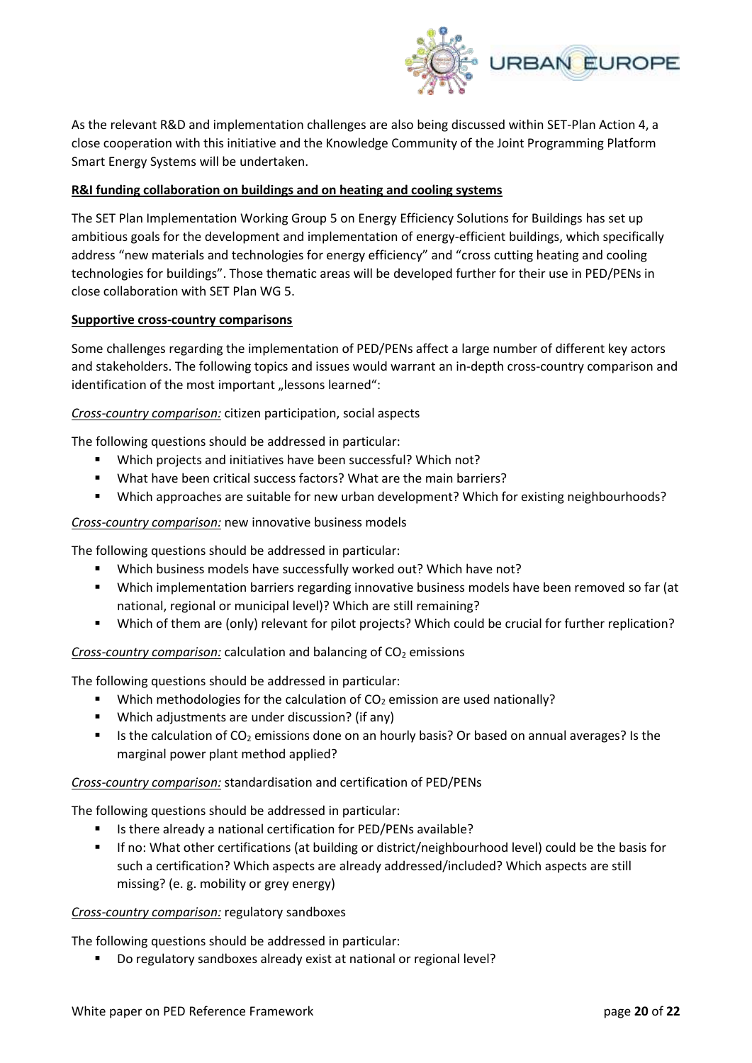As the relevant R&D and implementation challenges are also being discussed within SET-Plan Action 4, a close cooperation with this initiative and the Knowledge Community of the Joint Programming Platform Smart Energy Systems will be undertaken.

**R&I funding collaboration on buildings and on heating and cooling systems**

The SET Plan Implementation Working Group 5 on Energy Efficiency Solutions for Buildings has set up ambitious goals for the development and implementation of energy-efficient buildings, which specifically address "new materials and technologies for energy efficiency" and "cross cutting heating and cooling technologies for buildings". Those thematic areas will be developed further for their use in PED/PENs in close collaboration with SET Plan WG 5.

**Supportive cross-country comparisons**

Some challenges regarding the implementation of PED/PENs affect a large number of different key actors and stakeholders. The following topics and issues would warrant an in-depth cross-country comparison and identification of the most important „lessons learned":

*Cross-country comparison:* citizen participation, social aspects

The following questions should be addressed in particular:

- Which projects and initiatives have been successful? Which not?
- What have been critical success factors? What are the main barriers?
- Which approaches are suitable for new urban development? Which for existing neighbourhoods?

*Cross-country comparison:* new innovative business models

The following questions should be addressed in particular:

- Which business models have successfully worked out? Which have not?
- Which implementation barriers regarding innovative business models have been removed so far (at national, regional or municipal level)? Which are still remaining?
- Which of them are (only) relevant for pilot projects? Which could be crucial for further replication?

*Cross-country comparison:* calculation and balancing of $CO_2$ emissions

The following questions should be addressed in particular:

- Which methodologies for the calculation of $CO_2$ emission are used nationally?
- Which adjustments are under discussion? (if any)
- Is the calculation of $CO_2$ emissions done on an hourly basis? Or based on annual averages? Is the marginal power plant method applied?

*Cross-country comparison:* standardisation and certification of PED/PENs

The following questions should be addressed in particular:

- Is there already a national certification for PED/PENs available?
- If no: What other certifications (at building or district/neighbourhood level) could be the basis for such a certification? Which aspects are already addressed/included? Which aspects are still missing? (e. g. mobility or grey energy)

*Cross-country comparison:* regulatory sandboxes

The following questions should be addressed in particular:

- Do regulatory sandboxes already exist at national or regional level?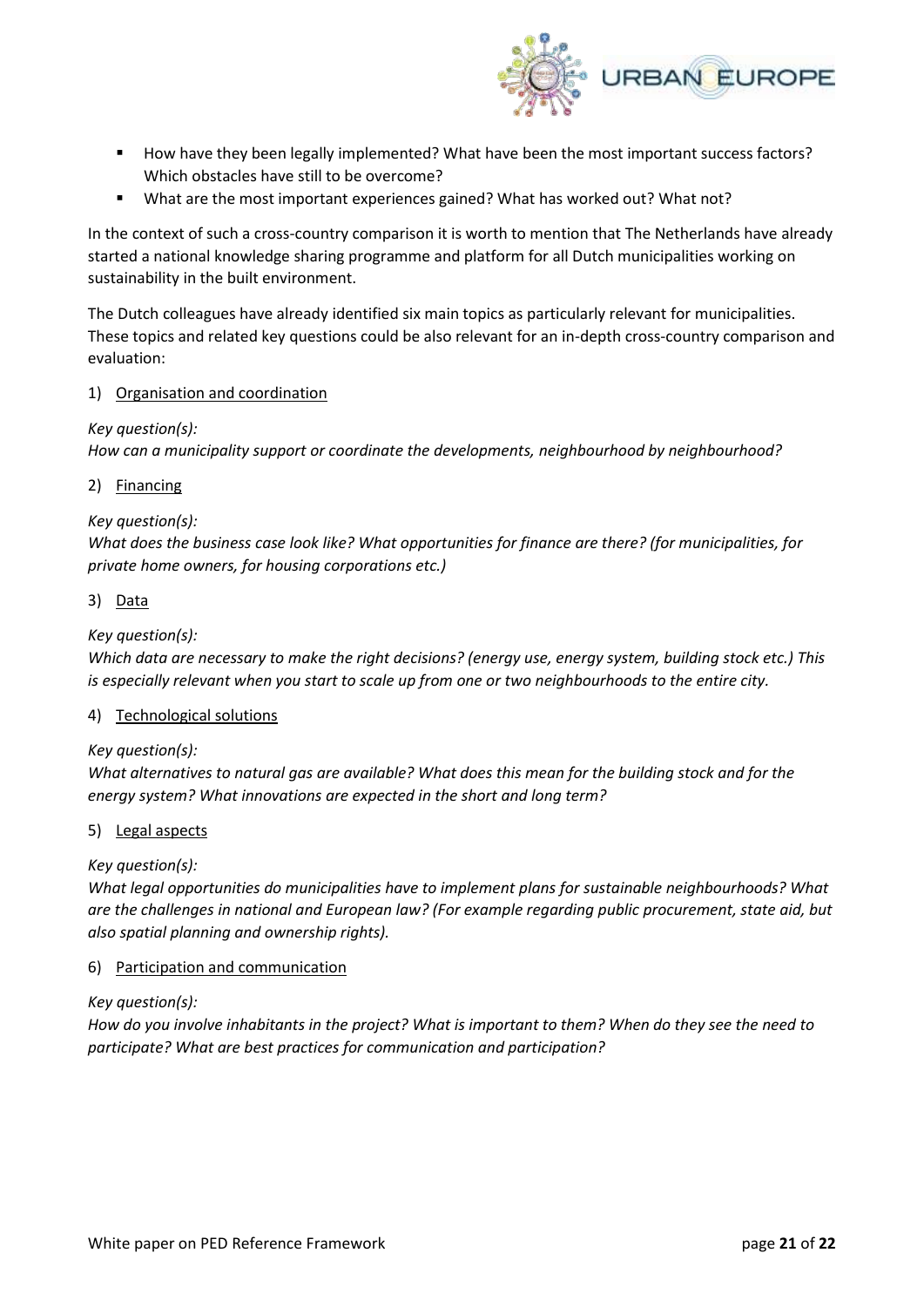- How have they been legally implemented? What have been the most important success factors? Which obstacles have still to be overcome?
- What are the most important experiences gained? What has worked out? What not?

In the context of such a cross-country comparison it is worth to mention that The Netherlands have already started a national knowledge sharing programme and platform for all Dutch municipalities working on sustainability in the built environment.

The Dutch colleagues have already identified six main topics as particularly relevant for municipalities. These topics and related key questions could be also relevant for an in-depth cross-country comparison and evaluation:

1) <u>Organisation and coordination</u>

*Key question(s):*
*How can a municipality support or coordinate the developments, neighbourhood by neighbourhood?*

2) <u>Financing</u>

*Key question(s):*
*What does the business case look like? What opportunities for finance are there? (for municipalities, for private home owners, for housing corporations etc.)*

3) <u>Data</u>

*Key question(s):*
*Which data are necessary to make the right decisions? (energy use, energy system, building stock etc.) This is especially relevant when you start to scale up from one or two neighbourhoods to the entire city.*

4) <u>Technological solutions</u>

*Key question(s):*
*What alternatives to natural gas are available? What does this mean for the building stock and for the energy system? What innovations are expected in the short and long term?*

5) <u>Legal aspects</u>

*Key question(s):*
*What legal opportunities do municipalities have to implement plans for sustainable neighbourhoods? What are the challenges in national and European law? (For example regarding public procurement, state aid, but also spatial planning and ownership rights).*

6) <u>Participation and communication</u>

*Key question(s):*
*How do you involve inhabitants in the project? What is important to them? When do they see the need to participate? What are best practices for communication and participation?*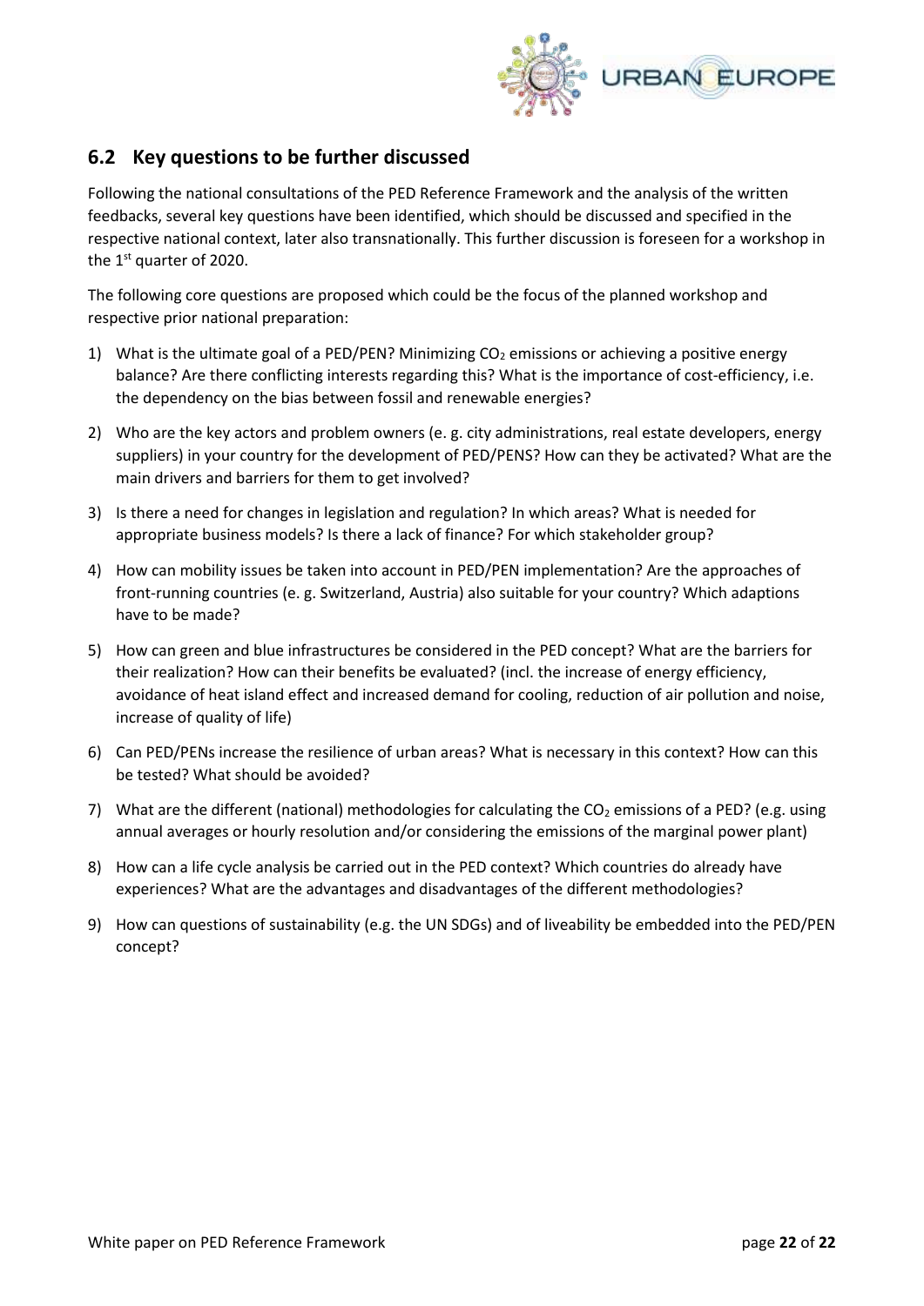## 6.2 Key questions to be further discussed

Following the national consultations of the PED Reference Framework and the analysis of the written feedbacks, several key questions have been identified, which should be discussed and specified in the respective national context, later also transnationally. This further discussion is foreseen for a workshop in the 1st quarter of 2020.

The following core questions are proposed which could be the focus of the planned workshop and respective prior national preparation:

1) What is the ultimate goal of a PED/PEN? Minimizing $CO_2$ emissions or achieving a positive energy balance? Are there conflicting interests regarding this? What is the importance of cost-efficiency, i.e. the dependency on the bias between fossil and renewable energies?
2) Who are the key actors and problem owners (e. g. city administrations, real estate developers, energy suppliers) in your country for the development of PED/PENS? How can they be activated? What are the main drivers and barriers for them to get involved?
3) Is there a need for changes in legislation and regulation? In which areas? What is needed for appropriate business models? Is there a lack of finance? For which stakeholder group?
4) How can mobility issues be taken into account in PED/PEN implementation? Are the approaches of front-running countries (e. g. Switzerland, Austria) also suitable for your country? Which adaptions have to be made?
5) How can green and blue infrastructures be considered in the PED concept? What are the barriers for their realization? How can their benefits be evaluated? (incl. the increase of energy efficiency, avoidance of heat island effect and increased demand for cooling, reduction of air pollution and noise, increase of quality of life)
6) Can PED/PENs increase the resilience of urban areas? What is necessary in this context? How can this be tested? What should be avoided?
7) What are the different (national) methodologies for calculating the $CO_2$ emissions of a PED? (e.g. using annual averages or hourly resolution and/or considering the emissions of the marginal power plant)
8) How can a life cycle analysis be carried out in the PED context? Which countries do already have experiences? What are the advantages and disadvantages of the different methodologies?
9) How can questions of sustainability (e.g. the UN SDGs) and of liveability be embedded into the PED/PEN concept?